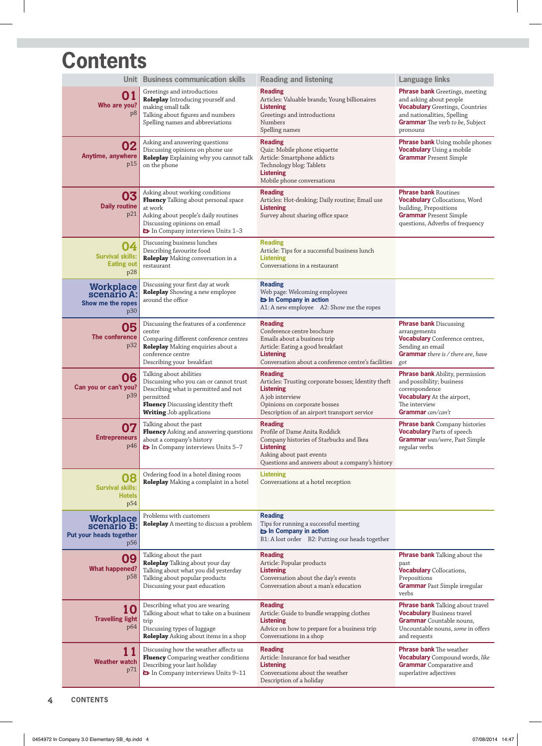# Contents

| Unit | Business communication skills | Reading and listening | Language links |
|---|---|---|---|
| **01** Who are you? p8 | Greetings and introductions<br>**Roleplay** Introducing yourself and making small talk<br>Talking about figures and numbers<br>Spelling names and abbreviations | **Reading**<br>Articles: Valuable brands; Young billionaires<br>**Listening**<br>Greetings and introductions<br>Numbers<br>Spelling names | **Phrase bank** Greetings, meeting and asking about people<br>**Vocabulary** Greetings, Countries and nationalities, Spelling<br>**Grammar** The verb *to be*, Subject pronouns |
| **02** Anytime, anywhere p15 | Asking and answering questions<br>Discussing opinions on phone use<br>**Roleplay** Explaining why you cannot talk on the phone | **Reading**<br>Quiz: Mobile phone etiquette<br>Article: Smartphone addicts<br>Technology blog: Tablets<br>**Listening**<br>Mobile phone conversations | **Phrase bank** Using mobile phones<br>**Vocabulary** Using a mobile<br>**Grammar** Present Simple |
| **03** Daily routine p21 | Asking about working conditions<br>**Fluency** Talking about personal space at work<br>Asking about people's daily routines<br>Discussing opinions on email<br>In Company interviews Units 1–3 | **Reading**<br>Articles: Hot-desking; Daily routine; Email use<br>**Listening**<br>Survey about sharing office space | **Phrase bank** Routines<br>**Vocabulary** Collocations, Word building, Prepositions<br>**Grammar** Present Simple questions, Adverbs of frequency |
| **04** Survival skills: Eating out p28 | Discussing business lunches<br>Describing favourite food<br>**Roleplay** Making conversation in a restaurant | **Reading**<br>Article: Tips for a successful business lunch<br>**Listening**<br>Conversations in a restaurant | |
| **Workplace scenario A:** Show me the ropes p30 | Discussing your first day at work<br>**Roleplay** Showing a new employee around the office | **Reading**<br>Web page: Welcoming employees<br>**In Company in action**<br>A1: A new employee A2: Show me the ropes | |
| **05** The conference p32 | Discussing the features of a conference centre<br>Comparing different conference centres<br>**Roleplay** Making enquiries about a conference centre<br>Describing your breakfast | **Reading**<br>Conference centre brochure<br>Emails about a business trip<br>Article: Eating a good breakfast<br>**Listening**<br>Conversation about a conference centre's facilities | **Phrase bank** Discussing arrangements<br>**Vocabulary** Conference centres, Sending an email<br>**Grammar** *there is / there are*, *have got* |
| **06** Can you or can't you? p39 | Talking about abilities<br>Discussing who you can or cannot trust<br>Describing what is permitted and not permitted<br>**Fluency** Discussing identity theft<br>**Writing** Job applications | **Reading**<br>Articles: Trusting corporate bosses; Identity theft<br>**Listening**<br>A job interview<br>Opinions on corporate bosses<br>Description of an airport transport service | **Phrase bank** Ability, permission and possibility; business correspondence<br>**Vocabulary** At the airport, The interview<br>**Grammar** *can/can't* |
| **07** Entrepreneurs p46 | Talking about the past<br>**Fluency** Asking and answering questions about a company's history<br>In Company interviews Units 5–7 | **Reading**<br>Profile of Dame Anita Roddick<br>Company histories of Starbucks and Ikea<br>**Listening**<br>Asking about past events<br>Questions and answers about a company's history | **Phrase bank** Company histories<br>**Vocabulary** Parts of speech<br>**Grammar** *was/were*, Past Simple regular verbs |
| **08** Survival skills: Hotels p54 | Ordering food in a hotel dining room<br>**Roleplay** Making a complaint in a hotel | **Listening**<br>Conversations at a hotel reception | |
| **Workplace scenario B:** Put your heads together p56 | Problems with customers<br>**Roleplay** A meeting to discuss a problem | **Reading**<br>Tips for running a successful meeting<br>**In Company in action**<br>B1: A lost order B2: Putting our heads together | |
| **09** What happened? p58 | Talking about the past<br>**Roleplay** Talking about your day<br>Talking about what you did yesterday<br>Talking about popular products<br>Discussing your past education | **Reading**<br>Article: Popular products<br>**Listening**<br>Conversation about the day's events<br>Conversation about a man's education | **Phrase bank** Talking about the past<br>**Vocabulary** Collocations, Prepositions<br>**Grammar** Past Simple irregular verbs |
| **10** Travelling light p64 | Describing what you are wearing<br>Talking about what to take on a business trip<br>Discussing types of luggage<br>**Roleplay** Asking about items in a shop | **Reading**<br>Article: Guide to bundle wrapping clothes<br>**Listening**<br>Advice on how to prepare for a business trip<br>Conversations in a shop | **Phrase bank** Talking about travel<br>**Vocabulary** Business travel<br>**Grammar** Countable nouns, Uncountable nouns, *some* in offers and requests |
| **11** Weather watch p71 | Discussing how the weather affects us<br>**Fluency** Comparing weather conditions<br>Describing your last holiday<br>In Company interviews Units 9–11 | **Reading**<br>Article: Insurance for bad weather<br>**Listening**<br>Conversations about the weather<br>Description of a holiday | **Phrase bank** The weather<br>**Vocabulary** Compound words, *like*<br>**Grammar** Comparative and superlative adjectives |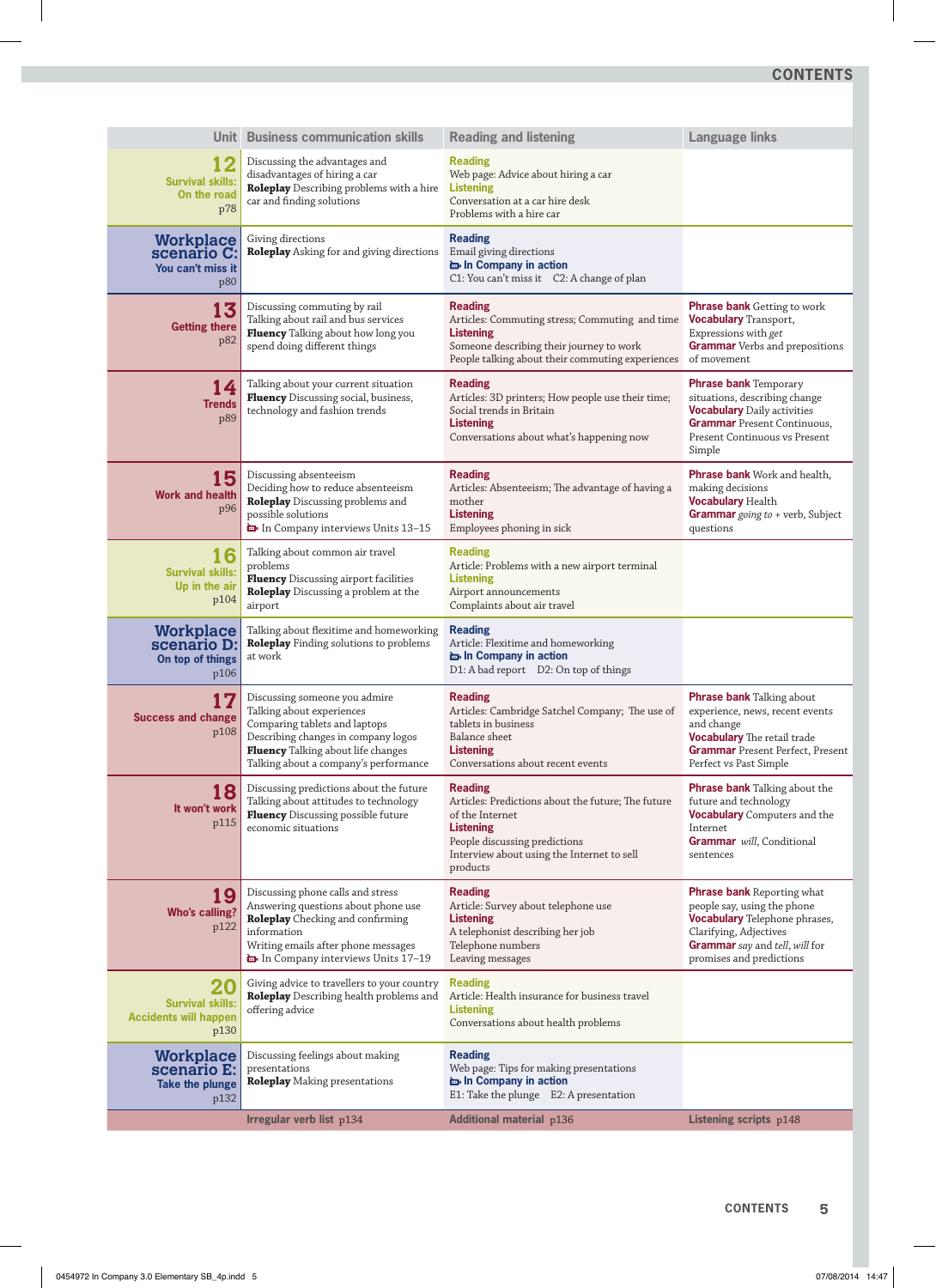# CONTENTS

| Unit | Business communication skills | Reading and listening | Language links |
|---|---|---|---|
| **12** Survival skills: On the road p78 | Discussing the advantages and disadvantages of hiring a car **Roleplay** Describing problems with a hire car and finding solutions | **Reading** Web page: Advice about hiring a car **Listening** Conversation at a car hire desk Problems with a hire car | |
| **Workplace scenario C:** You can't miss it p80 | Giving directions **Roleplay** Asking for and giving directions | **Reading** Email giving directions **In Company in action** C1: You can't miss it C2: A change of plan | |
| **13** Getting there p82 | Discussing commuting by rail Talking about rail and bus services **Fluency** Talking about how long you spend doing different things | **Reading** Articles: Commuting stress; Commuting and time **Listening** Someone describing their journey to work People talking about their commuting experiences | **Phrase bank** Getting to work **Vocabulary** Transport, Expressions with *get* **Grammar** Verbs and prepositions of movement |
| **14** Trends p89 | Talking about your current situation **Fluency** Discussing social, business, technology and fashion trends | **Reading** Articles: 3D printers; How people use their time; Social trends in Britain **Listening** Conversations about what's happening now | **Phrase bank** Temporary situations, describing change **Vocabulary** Daily activities **Grammar** Present Continuous, Present Continuous vs Present Simple |
| **15** Work and health p96 | Discussing absenteeism Deciding how to reduce absenteeism **Roleplay** Discussing problems and possible solutions In Company interviews Units 13–15 | **Reading** Articles: Absenteeism; The advantage of having a mother **Listening** Employees phoning in sick | **Phrase bank** Work and health, making decisions **Vocabulary** Health **Grammar** *going to* + verb, Subject questions |
| **16** Survival skills: Up in the air p104 | Talking about common air travel problems **Fluency** Discussing airport facilities **Roleplay** Discussing a problem at the airport | **Reading** Article: Problems with a new airport terminal **Listening** Airport announcements Complaints about air travel | |
| **Workplace scenario D:** On top of things p106 | Talking about flexitime and homeworking **Roleplay** Finding solutions to problems at work | **Reading** Article: Flexitime and homeworking **In Company in action** D1: A bad report D2: On top of things | |
| **17** Success and change p108 | Discussing someone you admire Talking about experiences Comparing tablets and laptops Describing changes in company logos **Fluency** Talking about life changes Talking about a company's performance | **Reading** Articles: Cambridge Satchel Company; The use of tablets in business Balance sheet **Listening** Conversations about recent events | **Phrase bank** Talking about experience, news, recent events and change **Vocabulary** The retail trade **Grammar** Present Perfect, Present Perfect vs Past Simple |
| **18** It won't work p115 | Discussing predictions about the future Talking about attitudes to technology **Fluency** Discussing possible future economic situations | **Reading** Articles: Predictions about the future; The future of the Internet **Listening** People discussing predictions Interview about using the Internet to sell products | **Phrase bank** Talking about the future and technology **Vocabulary** Computers and the Internet **Grammar** *will*, Conditional sentences |
| **19** Who's calling? p122 | Discussing phone calls and stress Answering questions about phone use **Roleplay** Checking and confirming information Writing emails after phone messages In Company interviews Units 17–19 | **Reading** Article: Survey about telephone use **Listening** A telephonist describing her job Telephone numbers Leaving messages | **Phrase bank** Reporting what people say, using the phone **Vocabulary** Telephone phrases, Clarifying, Adjectives **Grammar** *say* and *tell*, *will* for promises and predictions |
| **20** Survival skills: Accidents will happen p130 | Giving advice to travellers to your country **Roleplay** Describing health problems and offering advice | **Reading** Article: Health insurance for business travel **Listening** Conversations about health problems | |
| **Workplace scenario E:** Take the plunge p132 | Discussing feelings about making presentations **Roleplay** Making presentations | **Reading** Web page: Tips for making presentations **In Company in action** E1: Take the plunge E2: A presentation | |
| | **Irregular verb list** p134 | **Additional material** p136 | **Listening scripts** p148 |